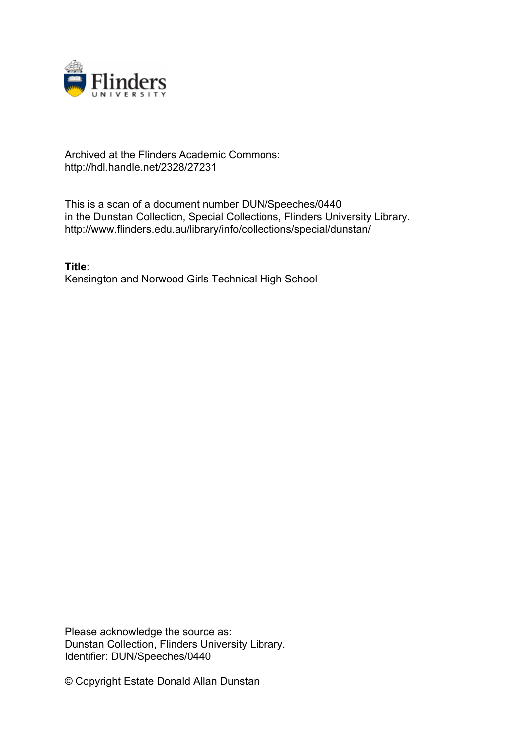Archived at the Flinders Academic Commons:
http://hdl.handle.net/2328/27231

This is a scan of a document number DUN/Speeches/0440
in the Dunstan Collection, Special Collections, Flinders University Library.
http://www.flinders.edu.au/library/info/collections/special/dunstan/

**Title:**
Kensington and Norwood Girls Technical High School

Please acknowledge the source as:
Dunstan Collection, Flinders University Library.
Identifier: DUN/Speeches/0440

© Copyright Estate Donald Allan Dunstan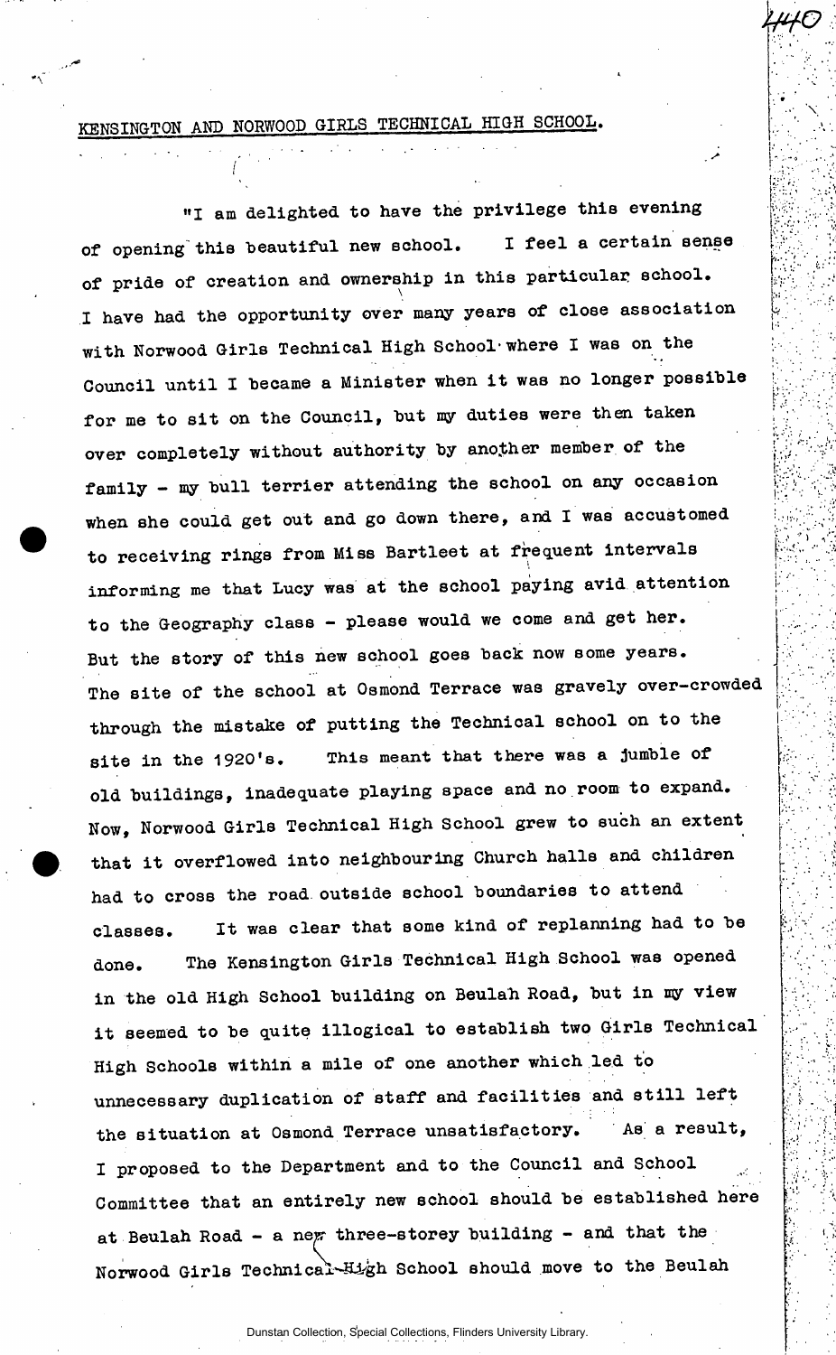KENSINGTON AND NORWOOD GIRLS TECHNICAL HIGH SCHOOL.

"I am delighted to have the privilege this evening of opening this beautiful new school. I feel a certain sense of pride of creation and ownership in this particular school. I have had the opportunity over many years of close association with Norwood Girls Technical High School where I was on the Council until I became a Minister when it was no longer possible for me to sit on the Council, but my duties were then taken over completely without authority by another member of the family - my bull terrier attending the school on any occasion when she could get out and go down there, and I was accustomed to receiving rings from Miss Bartleet at frequent intervals informing me that Lucy was at the school paying avid attention to the Geography class - please would we come and get her. But the story of this new school goes back now some years. The site of the school at Osmond Terrace was gravely over-crowded through the mistake of putting the Technical school on to the site in the 1920's. This meant that there was a jumble of old buildings, inadequate playing space and no room to expand. Now, Norwood Girls Technical High School grew to such an extent that it overflowed into neighbouring Church halls and children had to cross the road outside school boundaries to attend classes. It was clear that some kind of replanning had to be done. The Kensington Girls Technical High School was opened in the old High School building on Beulah Road, but in my view it seemed to be quite illogical to establish two Girls Technical High Schools within a mile of one another which led to unnecessary duplication of staff and facilities and still left the situation at Osmond Terrace unsatisfactory. As a result, I proposed to the Department and to the Council and School Committee that an entirely new school should be established here at Beulah Road - a new three-storey building - and that the Norwood Girls Technical High School should move to the Beulah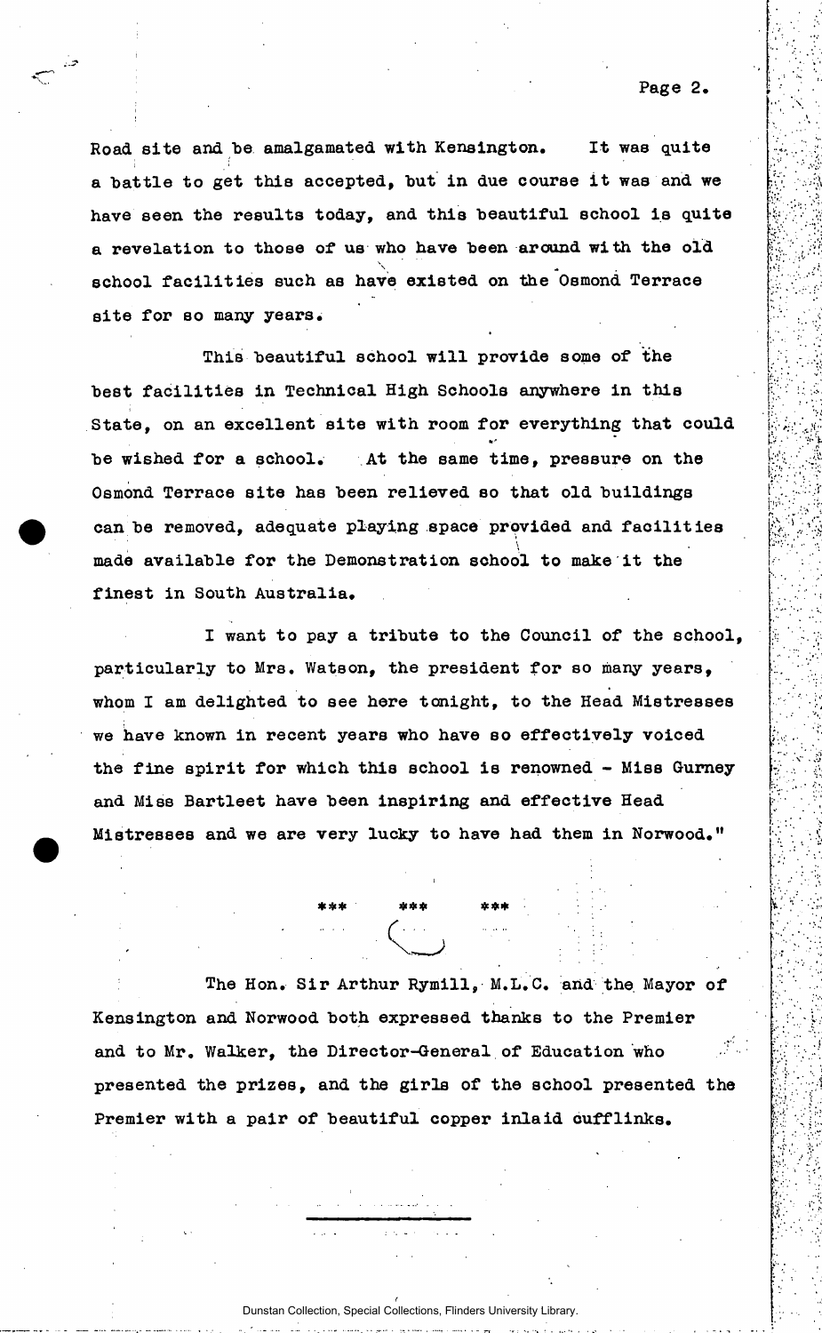Road site and be amalgamated with Kensington. It was quite a battle to get this accepted, but in due course it was and we have seen the results today, and this beautiful school is quite a revelation to those of us who have been around with the old school facilities such as have existed on the Osmond Terrace site for so many years.

This beautiful school will provide some of the best facilities in Technical High Schools anywhere in this State, on an excellent site with room for everything that could be wished for a school. At the same time, pressure on the Osmond Terrace site has been relieved so that old buildings can be removed, adequate playing space provided and facilities made available for the Demonstration school to make it the finest in South Australia.

I want to pay a tribute to the Council of the school, particularly to Mrs. Watson, the president for so many years, whom I am delighted to see here tonight, to the Head Mistresses we have known in recent years who have so effectively voiced the fine spirit for which this school is renowned - Miss Gurney and Miss Bartleet have been inspiring and effective Head Mistresses and we are very lucky to have had them in Norwood."

\*\*\* \*\*\* \*\*\*

The Hon. Sir Arthur Rymill, M.L.C. and the Mayor of Kensington and Norwood both expressed thanks to the Premier and to Mr. Walker, the Director-General of Education who presented the prizes, and the girls of the school presented the Premier with a pair of beautiful copper inlaid cufflinks.

---

Dunstan Collection, Special Collections, Flinders University Library.